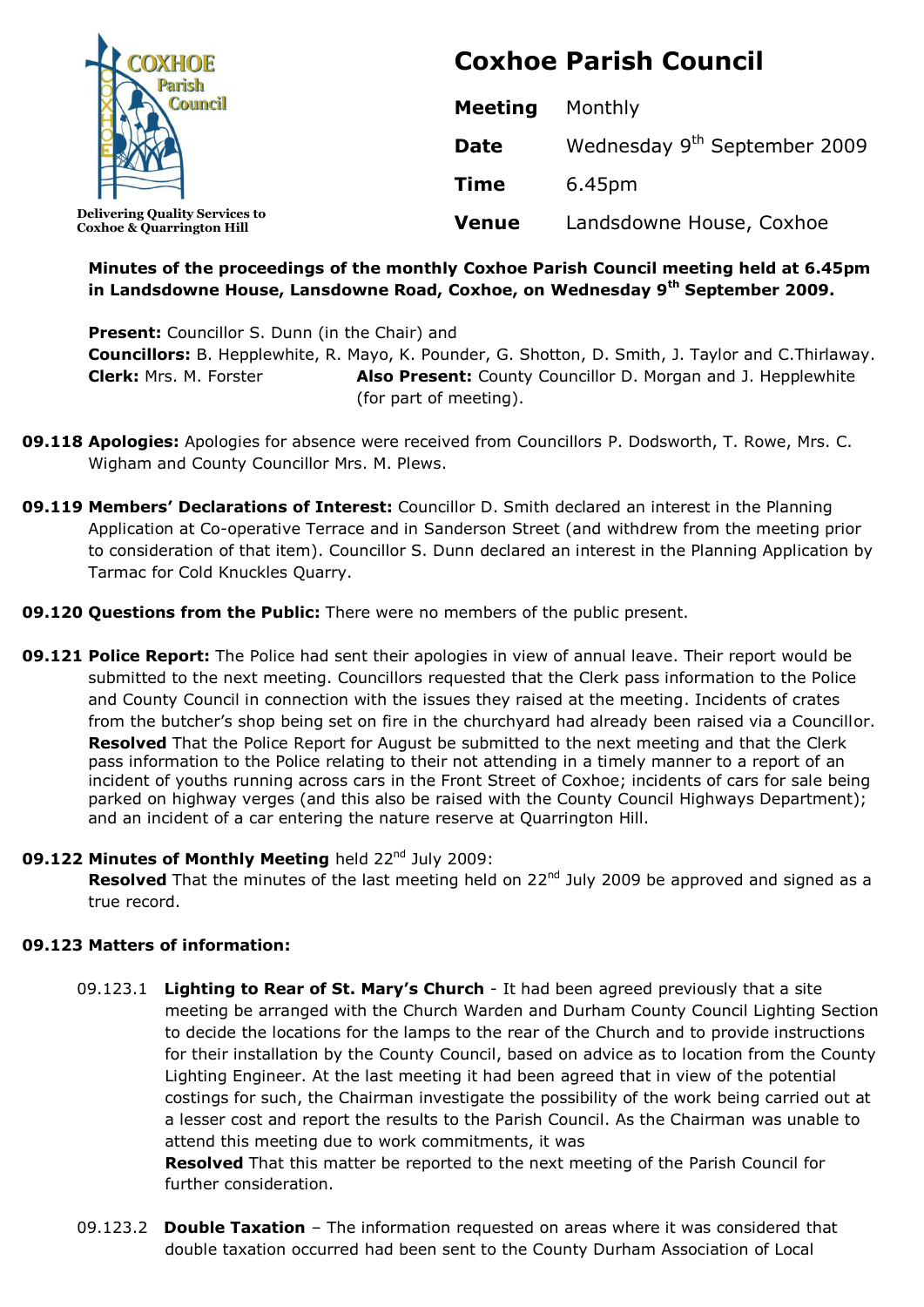Coxhoe Parish Council

Delivering Quality Services to Coxhoe & Quarrington Hill

# Coxhoe Parish Council

| | |
|---|---|
| **Meeting** | Monthly |
| **Date** | Wednesday 9th September 2009 |
| **Time** | 6.45pm |
| **Venue** | Landsdowne House, Coxhoe |

**Minutes of the proceedings of the monthly Coxhoe Parish Council meeting held at 6.45pm in Landsdowne House, Lansdowne Road, Coxhoe, on Wednesday 9th September 2009.**

**Present:** Councillor S. Dunn (in the Chair) and
**Councillors:** B. Hepplewhite, R. Mayo, K. Pounder, G. Shotton, D. Smith, J. Taylor and C.Thirlaway.
**Clerk:** Mrs. M. Forster  **Also Present:** County Councillor D. Morgan and J. Hepplewhite (for part of meeting).

**09.118 Apologies:** Apologies for absence were received from Councillors P. Dodsworth, T. Rowe, Mrs. C. Wigham and County Councillor Mrs. M. Plews.

**09.119 Members' Declarations of Interest:** Councillor D. Smith declared an interest in the Planning Application at Co-operative Terrace and in Sanderson Street (and withdrew from the meeting prior to consideration of that item). Councillor S. Dunn declared an interest in the Planning Application by Tarmac for Cold Knuckles Quarry.

**09.120 Questions from the Public:** There were no members of the public present.

**09.121 Police Report:** The Police had sent their apologies in view of annual leave. Their report would be submitted to the next meeting. Councillors requested that the Clerk pass information to the Police and County Council in connection with the issues they raised at the meeting. Incidents of crates from the butcher's shop being set on fire in the churchyard had already been raised via a Councillor.
**Resolved** That the Police Report for August be submitted to the next meeting and that the Clerk pass information to the Police relating to their not attending in a timely manner to a report of an incident of youths running across cars in the Front Street of Coxhoe; incidents of cars for sale being parked on highway verges (and this also be raised with the County Council Highways Department); and an incident of a car entering the nature reserve at Quarrington Hill.

**09.122 Minutes of Monthly Meeting** held 22nd July 2009:
**Resolved** That the minutes of the last meeting held on 22nd July 2009 be approved and signed as a true record.

**09.123 Matters of information:**

09.123.1 **Lighting to Rear of St. Mary's Church** - It had been agreed previously that a site meeting be arranged with the Church Warden and Durham County Council Lighting Section to decide the locations for the lamps to the rear of the Church and to provide instructions for their installation by the County Council, based on advice as to location from the County Lighting Engineer. At the last meeting it had been agreed that in view of the potential costings for such, the Chairman investigate the possibility of the work being carried out at a lesser cost and report the results to the Parish Council. As the Chairman was unable to attend this meeting due to work commitments, it was
**Resolved** That this matter be reported to the next meeting of the Parish Council for further consideration.

09.123.2 **Double Taxation** – The information requested on areas where it was considered that double taxation occurred had been sent to the County Durham Association of Local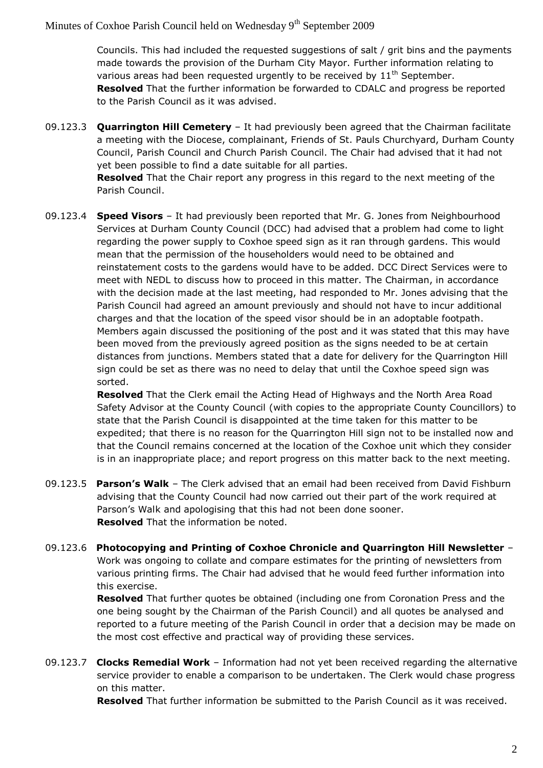Councils. This had included the requested suggestions of salt / grit bins and the payments made towards the provision of the Durham City Mayor. Further information relating to various areas had been requested urgently to be received by 11th September.
**Resolved** That the further information be forwarded to CDALC and progress be reported to the Parish Council as it was advised.

09.123.3 **Quarrington Hill Cemetery** – It had previously been agreed that the Chairman facilitate a meeting with the Diocese, complainant, Friends of St. Pauls Churchyard, Durham County Council, Parish Council and Church Parish Council. The Chair had advised that it had not yet been possible to find a date suitable for all parties.
**Resolved** That the Chair report any progress in this regard to the next meeting of the Parish Council.

09.123.4 **Speed Visors** – It had previously been reported that Mr. G. Jones from Neighbourhood Services at Durham County Council (DCC) had advised that a problem had come to light regarding the power supply to Coxhoe speed sign as it ran through gardens. This would mean that the permission of the householders would need to be obtained and reinstatement costs to the gardens would have to be added. DCC Direct Services were to meet with NEDL to discuss how to proceed in this matter. The Chairman, in accordance with the decision made at the last meeting, had responded to Mr. Jones advising that the Parish Council had agreed an amount previously and should not have to incur additional charges and that the location of the speed visor should be in an adoptable footpath. Members again discussed the positioning of the post and it was stated that this may have been moved from the previously agreed position as the signs needed to be at certain distances from junctions. Members stated that a date for delivery for the Quarrington Hill sign could be set as there was no need to delay that until the Coxhoe speed sign was sorted.
**Resolved** That the Clerk email the Acting Head of Highways and the North Area Road Safety Advisor at the County Council (with copies to the appropriate County Councillors) to state that the Parish Council is disappointed at the time taken for this matter to be expedited; that there is no reason for the Quarrington Hill sign not to be installed now and that the Council remains concerned at the location of the Coxhoe unit which they consider is in an inappropriate place; and report progress on this matter back to the next meeting.

09.123.5 **Parson's Walk** – The Clerk advised that an email had been received from David Fishburn advising that the County Council had now carried out their part of the work required at Parson's Walk and apologising that this had not been done sooner.
**Resolved** That the information be noted.

09.123.6 **Photocopying and Printing of Coxhoe Chronicle and Quarrington Hill Newsletter** – Work was ongoing to collate and compare estimates for the printing of newsletters from various printing firms. The Chair had advised that he would feed further information into this exercise.
**Resolved** That further quotes be obtained (including one from Coronation Press and the one being sought by the Chairman of the Parish Council) and all quotes be analysed and reported to a future meeting of the Parish Council in order that a decision may be made on the most cost effective and practical way of providing these services.

09.123.7 **Clocks Remedial Work** – Information had not yet been received regarding the alternative service provider to enable a comparison to be undertaken. The Clerk would chase progress on this matter.
**Resolved** That further information be submitted to the Parish Council as it was received.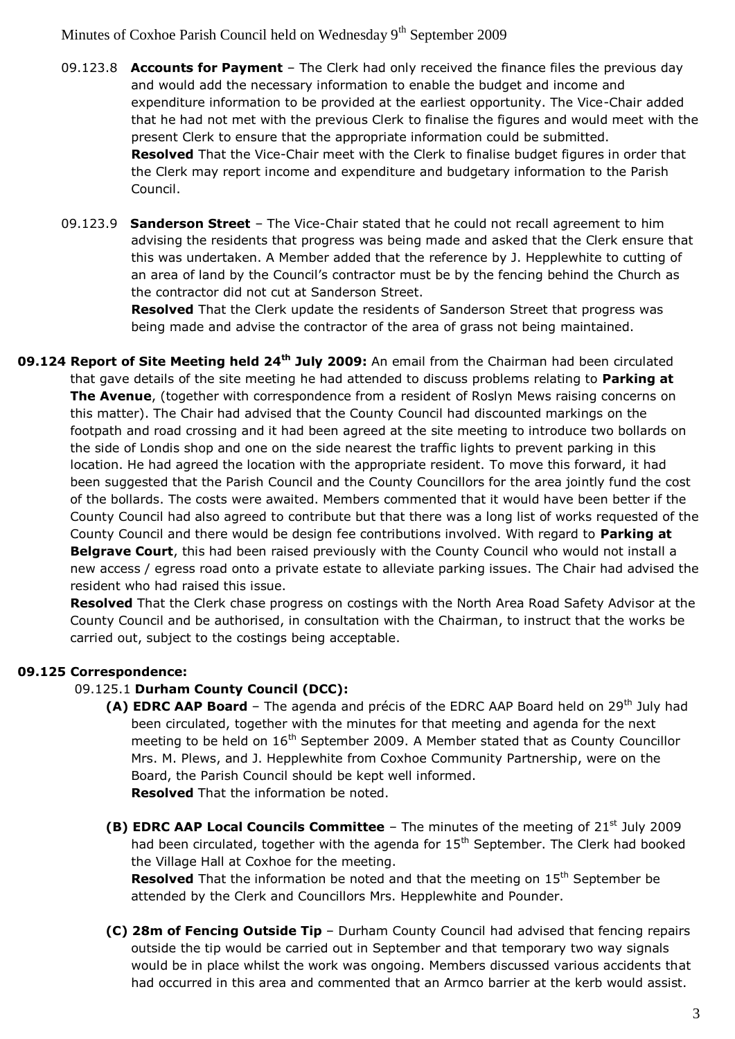09.123.8 **Accounts for Payment** – The Clerk had only received the finance files the previous day and would add the necessary information to enable the budget and income and expenditure information to be provided at the earliest opportunity. The Vice-Chair added that he had not met with the previous Clerk to finalise the figures and would meet with the present Clerk to ensure that the appropriate information could be submitted.
**Resolved** That the Vice-Chair meet with the Clerk to finalise budget figures in order that the Clerk may report income and expenditure and budgetary information to the Parish Council.

09.123.9 **Sanderson Street** – The Vice-Chair stated that he could not recall agreement to him advising the residents that progress was being made and asked that the Clerk ensure that this was undertaken. A Member added that the reference by J. Hepplewhite to cutting of an area of land by the Council's contractor must be by the fencing behind the Church as the contractor did not cut at Sanderson Street.
**Resolved** That the Clerk update the residents of Sanderson Street that progress was being made and advise the contractor of the area of grass not being maintained.

**09.124 Report of Site Meeting held 24th July 2009:** An email from the Chairman had been circulated that gave details of the site meeting he had attended to discuss problems relating to **Parking at The Avenue**, (together with correspondence from a resident of Roslyn Mews raising concerns on this matter). The Chair had advised that the County Council had discounted markings on the footpath and road crossing and it had been agreed at the site meeting to introduce two bollards on the side of Londis shop and one on the side nearest the traffic lights to prevent parking in this location. He had agreed the location with the appropriate resident. To move this forward, it had been suggested that the Parish Council and the County Councillors for the area jointly fund the cost of the bollards. The costs were awaited. Members commented that it would have been better if the County Council had also agreed to contribute but that there was a long list of works requested of the County Council and there would be design fee contributions involved. With regard to **Parking at Belgrave Court**, this had been raised previously with the County Council who would not install a new access / egress road onto a private estate to alleviate parking issues. The Chair had advised the resident who had raised this issue.
**Resolved** That the Clerk chase progress on costings with the North Area Road Safety Advisor at the County Council and be authorised, in consultation with the Chairman, to instruct that the works be carried out, subject to the costings being acceptable.

**09.125 Correspondence:**

09.125.1 **Durham County Council (DCC):**

**(A) EDRC AAP Board** – The agenda and précis of the EDRC AAP Board held on 29th July had been circulated, together with the minutes for that meeting and agenda for the next meeting to be held on 16th September 2009. A Member stated that as County Councillor Mrs. M. Plews, and J. Hepplewhite from Coxhoe Community Partnership, were on the Board, the Parish Council should be kept well informed.
**Resolved** That the information be noted.

**(B) EDRC AAP Local Councils Committee** – The minutes of the meeting of 21st July 2009 had been circulated, together with the agenda for 15th September. The Clerk had booked the Village Hall at Coxhoe for the meeting.
**Resolved** That the information be noted and that the meeting on 15th September be attended by the Clerk and Councillors Mrs. Hepplewhite and Pounder.

**(C) 28m of Fencing Outside Tip** – Durham County Council had advised that fencing repairs outside the tip would be carried out in September and that temporary two way signals would be in place whilst the work was ongoing. Members discussed various accidents that had occurred in this area and commented that an Armco barrier at the kerb would assist.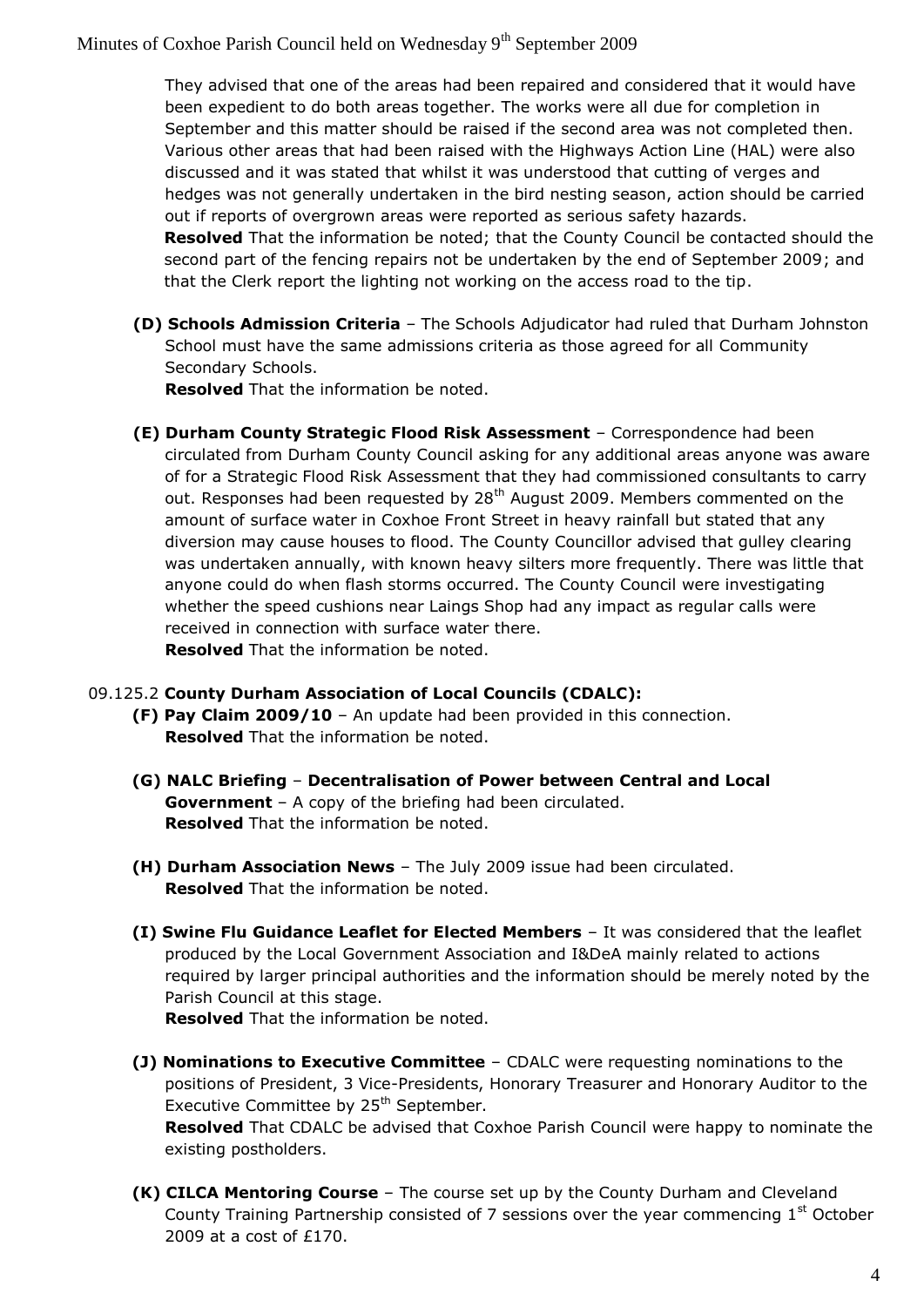They advised that one of the areas had been repaired and considered that it would have been expedient to do both areas together. The works were all due for completion in September and this matter should be raised if the second area was not completed then. Various other areas that had been raised with the Highways Action Line (HAL) were also discussed and it was stated that whilst it was understood that cutting of verges and hedges was not generally undertaken in the bird nesting season, action should be carried out if reports of overgrown areas were reported as serious safety hazards.
**Resolved** That the information be noted; that the County Council be contacted should the second part of the fencing repairs not be undertaken by the end of September 2009; and that the Clerk report the lighting not working on the access road to the tip.

**(D) Schools Admission Criteria** – The Schools Adjudicator had ruled that Durham Johnston School must have the same admissions criteria as those agreed for all Community Secondary Schools.
**Resolved** That the information be noted.

**(E) Durham County Strategic Flood Risk Assessment** – Correspondence had been circulated from Durham County Council asking for any additional areas anyone was aware of for a Strategic Flood Risk Assessment that they had commissioned consultants to carry out. Responses had been requested by 28th August 2009. Members commented on the amount of surface water in Coxhoe Front Street in heavy rainfall but stated that any diversion may cause houses to flood. The County Councillor advised that gulley clearing was undertaken annually, with known heavy silters more frequently. There was little that anyone could do when flash storms occurred. The County Council were investigating whether the speed cushions near Laings Shop had any impact as regular calls were received in connection with surface water there.
**Resolved** That the information be noted.

09.125.2 **County Durham Association of Local Councils (CDALC):**

**(F) Pay Claim 2009/10** – An update had been provided in this connection.
**Resolved** That the information be noted.

**(G) NALC Briefing** – **Decentralisation of Power between Central and Local Government** – A copy of the briefing had been circulated.
**Resolved** That the information be noted.

**(H) Durham Association News** – The July 2009 issue had been circulated.
**Resolved** That the information be noted.

**(I) Swine Flu Guidance Leaflet for Elected Members** – It was considered that the leaflet produced by the Local Government Association and I&DeA mainly related to actions required by larger principal authorities and the information should be merely noted by the Parish Council at this stage.
**Resolved** That the information be noted.

**(J) Nominations to Executive Committee** – CDALC were requesting nominations to the positions of President, 3 Vice-Presidents, Honorary Treasurer and Honorary Auditor to the Executive Committee by 25th September.
**Resolved** That CDALC be advised that Coxhoe Parish Council were happy to nominate the existing postholders.

**(K) CILCA Mentoring Course** – The course set up by the County Durham and Cleveland County Training Partnership consisted of 7 sessions over the year commencing 1st October 2009 at a cost of £170.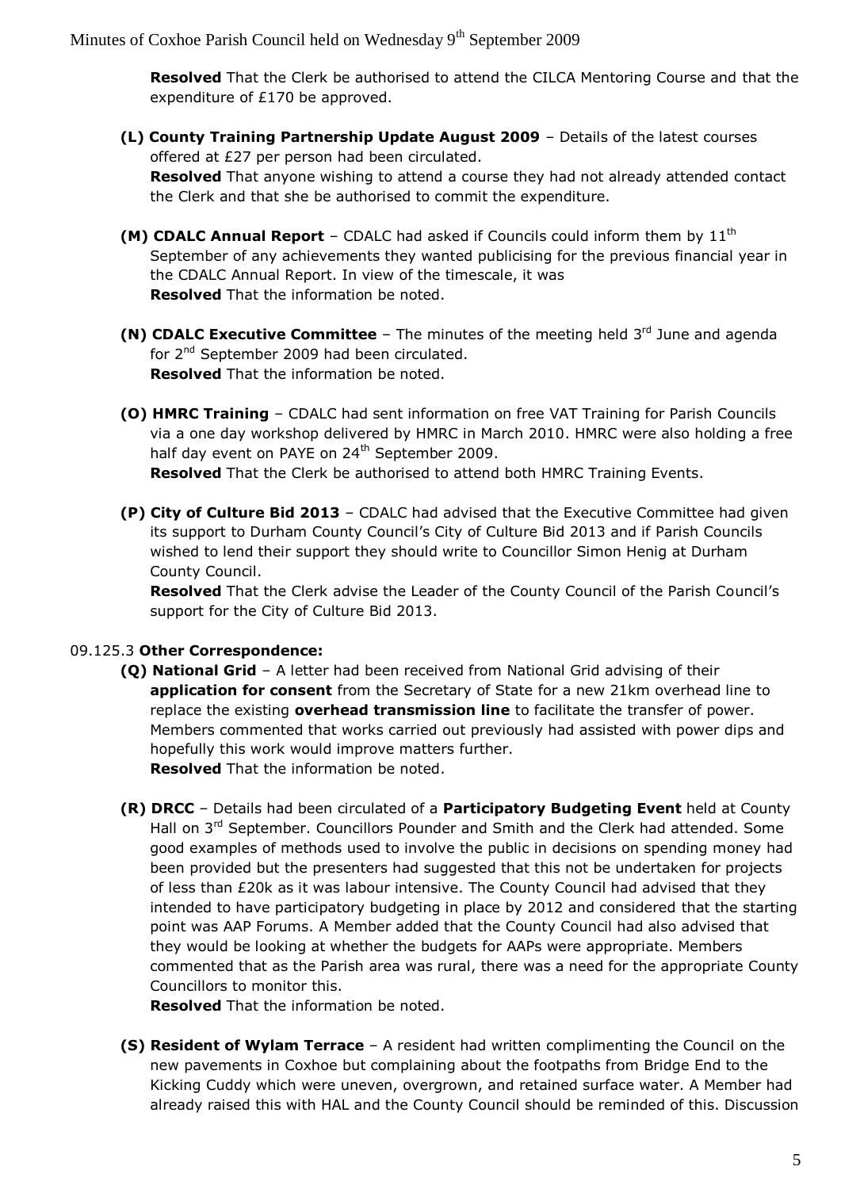**Resolved** That the Clerk be authorised to attend the CILCA Mentoring Course and that the expenditure of £170 be approved.

**(L) County Training Partnership Update August 2009** – Details of the latest courses offered at £27 per person had been circulated.
**Resolved** That anyone wishing to attend a course they had not already attended contact the Clerk and that she be authorised to commit the expenditure.

**(M) CDALC Annual Report** – CDALC had asked if Councils could inform them by 11th September of any achievements they wanted publicising for the previous financial year in the CDALC Annual Report. In view of the timescale, it was
**Resolved** That the information be noted.

**(N) CDALC Executive Committee** – The minutes of the meeting held 3rd June and agenda for 2nd September 2009 had been circulated.
**Resolved** That the information be noted.

**(O) HMRC Training** – CDALC had sent information on free VAT Training for Parish Councils via a one day workshop delivered by HMRC in March 2010. HMRC were also holding a free half day event on PAYE on 24th September 2009.
**Resolved** That the Clerk be authorised to attend both HMRC Training Events.

**(P) City of Culture Bid 2013** – CDALC had advised that the Executive Committee had given its support to Durham County Council's City of Culture Bid 2013 and if Parish Councils wished to lend their support they should write to Councillor Simon Henig at Durham County Council.
**Resolved** That the Clerk advise the Leader of the County Council of the Parish Council's support for the City of Culture Bid 2013.

09.125.3 **Other Correspondence:**

**(Q) National Grid** – A letter had been received from National Grid advising of their **application for consent** from the Secretary of State for a new 21km overhead line to replace the existing **overhead transmission line** to facilitate the transfer of power. Members commented that works carried out previously had assisted with power dips and hopefully this work would improve matters further.
**Resolved** That the information be noted.

**(R) DRCC** – Details had been circulated of a **Participatory Budgeting Event** held at County Hall on 3rd September. Councillors Pounder and Smith and the Clerk had attended. Some good examples of methods used to involve the public in decisions on spending money had been provided but the presenters had suggested that this not be undertaken for projects of less than £20k as it was labour intensive. The County Council had advised that they intended to have participatory budgeting in place by 2012 and considered that the starting point was AAP Forums. A Member added that the County Council had also advised that they would be looking at whether the budgets for AAPs were appropriate. Members commented that as the Parish area was rural, there was a need for the appropriate County Councillors to monitor this.
**Resolved** That the information be noted.

**(S) Resident of Wylam Terrace** – A resident had written complimenting the Council on the new pavements in Coxhoe but complaining about the footpaths from Bridge End to the Kicking Cuddy which were uneven, overgrown, and retained surface water. A Member had already raised this with HAL and the County Council should be reminded of this. Discussion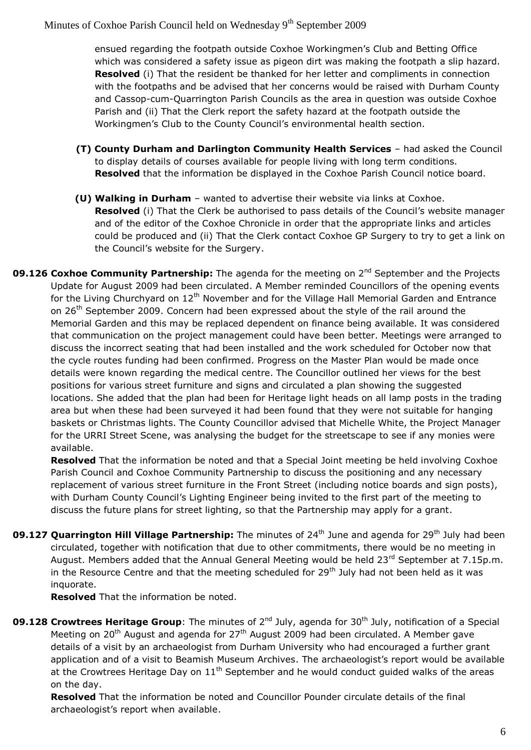ensued regarding the footpath outside Coxhoe Workingmen's Club and Betting Office which was considered a safety issue as pigeon dirt was making the footpath a slip hazard. **Resolved** (i) That the resident be thanked for her letter and compliments in connection with the footpaths and be advised that her concerns would be raised with Durham County and Cassop-cum-Quarrington Parish Councils as the area in question was outside Coxhoe Parish and (ii) That the Clerk report the safety hazard at the footpath outside the Workingmen's Club to the County Council's environmental health section.

**(T) County Durham and Darlington Community Health Services** – had asked the Council to display details of courses available for people living with long term conditions. **Resolved** that the information be displayed in the Coxhoe Parish Council notice board.

**(U) Walking in Durham** – wanted to advertise their website via links at Coxhoe. **Resolved** (i) That the Clerk be authorised to pass details of the Council's website manager and of the editor of the Coxhoe Chronicle in order that the appropriate links and articles could be produced and (ii) That the Clerk contact Coxhoe GP Surgery to try to get a link on the Council's website for the Surgery.

**09.126 Coxhoe Community Partnership:** The agenda for the meeting on 2nd September and the Projects Update for August 2009 had been circulated. A Member reminded Councillors of the opening events for the Living Churchyard on 12th November and for the Village Hall Memorial Garden and Entrance on 26th September 2009. Concern had been expressed about the style of the rail around the Memorial Garden and this may be replaced dependent on finance being available. It was considered that communication on the project management could have been better. Meetings were arranged to discuss the incorrect seating that had been installed and the work scheduled for October now that the cycle routes funding had been confirmed. Progress on the Master Plan would be made once details were known regarding the medical centre. The Councillor outlined her views for the best positions for various street furniture and signs and circulated a plan showing the suggested locations. She added that the plan had been for Heritage light heads on all lamp posts in the trading area but when these had been surveyed it had been found that they were not suitable for hanging baskets or Christmas lights. The County Councillor advised that Michelle White, the Project Manager for the URRI Street Scene, was analysing the budget for the streetscape to see if any monies were available.

**Resolved** That the information be noted and that a Special Joint meeting be held involving Coxhoe Parish Council and Coxhoe Community Partnership to discuss the positioning and any necessary replacement of various street furniture in the Front Street (including notice boards and sign posts), with Durham County Council's Lighting Engineer being invited to the first part of the meeting to discuss the future plans for street lighting, so that the Partnership may apply for a grant.

**09.127 Quarrington Hill Village Partnership:** The minutes of 24th June and agenda for 29th July had been circulated, together with notification that due to other commitments, there would be no meeting in August. Members added that the Annual General Meeting would be held 23rd September at 7.15p.m. in the Resource Centre and that the meeting scheduled for 29th July had not been held as it was inquorate.

**Resolved** That the information be noted.

**09.128 Crowtrees Heritage Group**: The minutes of 2nd July, agenda for 30th July, notification of a Special Meeting on 20th August and agenda for 27th August 2009 had been circulated. A Member gave details of a visit by an archaeologist from Durham University who had encouraged a further grant application and of a visit to Beamish Museum Archives. The archaeologist's report would be available at the Crowtrees Heritage Day on 11th September and he would conduct guided walks of the areas on the day.

**Resolved** That the information be noted and Councillor Pounder circulate details of the final archaeologist's report when available.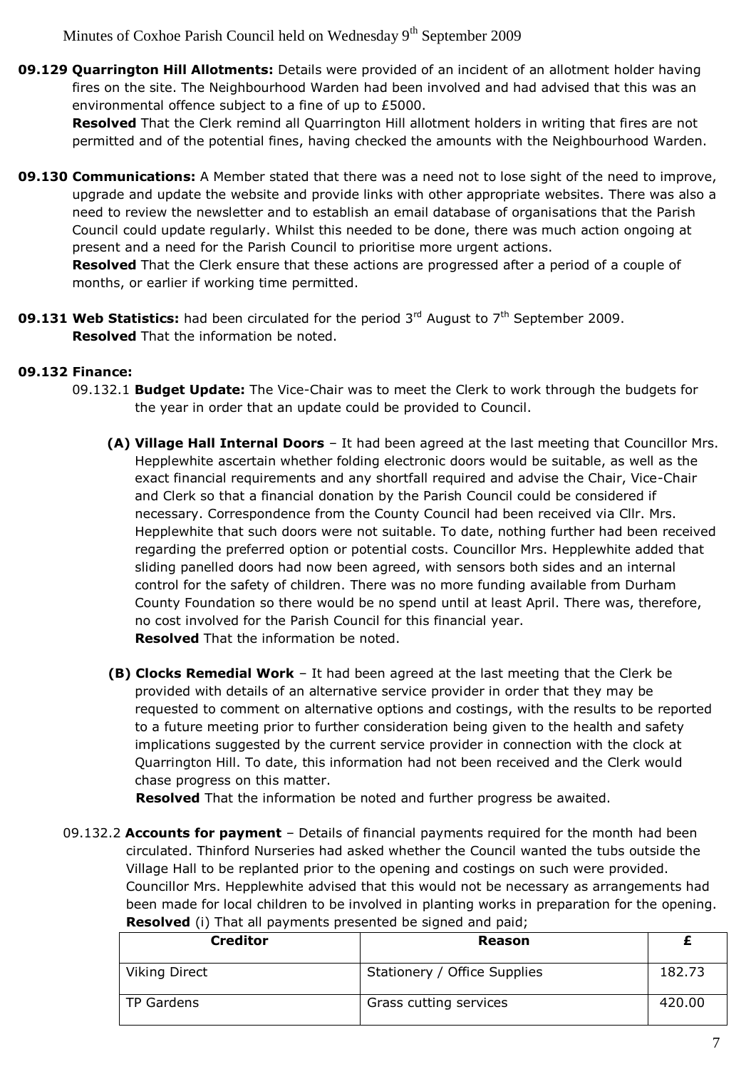**09.129 Quarrington Hill Allotments:** Details were provided of an incident of an allotment holder having fires on the site. The Neighbourhood Warden had been involved and had advised that this was an environmental offence subject to a fine of up to £5000.

**Resolved** That the Clerk remind all Quarrington Hill allotment holders in writing that fires are not permitted and of the potential fines, having checked the amounts with the Neighbourhood Warden.

**09.130 Communications:** A Member stated that there was a need not to lose sight of the need to improve, upgrade and update the website and provide links with other appropriate websites. There was also a need to review the newsletter and to establish an email database of organisations that the Parish Council could update regularly. Whilst this needed to be done, there was much action ongoing at present and a need for the Parish Council to prioritise more urgent actions.

**Resolved** That the Clerk ensure that these actions are progressed after a period of a couple of months, or earlier if working time permitted.

**09.131 Web Statistics:** had been circulated for the period 3rd August to 7th September 2009.

**Resolved** That the information be noted.

**09.132 Finance:**

09.132.1 **Budget Update:** The Vice-Chair was to meet the Clerk to work through the budgets for the year in order that an update could be provided to Council.

**(A) Village Hall Internal Doors** – It had been agreed at the last meeting that Councillor Mrs. Hepplewhite ascertain whether folding electronic doors would be suitable, as well as the exact financial requirements and any shortfall required and advise the Chair, Vice-Chair and Clerk so that a financial donation by the Parish Council could be considered if necessary. Correspondence from the County Council had been received via Cllr. Mrs. Hepplewhite that such doors were not suitable. To date, nothing further had been received regarding the preferred option or potential costs. Councillor Mrs. Hepplewhite added that sliding panelled doors had now been agreed, with sensors both sides and an internal control for the safety of children. There was no more funding available from Durham County Foundation so there would be no spend until at least April. There was, therefore, no cost involved for the Parish Council for this financial year.

**Resolved** That the information be noted.

**(B) Clocks Remedial Work** – It had been agreed at the last meeting that the Clerk be provided with details of an alternative service provider in order that they may be requested to comment on alternative options and costings, with the results to be reported to a future meeting prior to further consideration being given to the health and safety implications suggested by the current service provider in connection with the clock at Quarrington Hill. To date, this information had not been received and the Clerk would chase progress on this matter.

**Resolved** That the information be noted and further progress be awaited.

09.132.2 **Accounts for payment** – Details of financial payments required for the month had been circulated. Thinford Nurseries had asked whether the Council wanted the tubs outside the Village Hall to be replanted prior to the opening and costings on such were provided. Councillor Mrs. Hepplewhite advised that this would not be necessary as arrangements had been made for local children to be involved in planting works in preparation for the opening.

**Resolved** (i) That all payments presented be signed and paid;

| Creditor | Reason | £ |
|---|---|---|
| Viking Direct | Stationery / Office Supplies | 182.73 |
| TP Gardens | Grass cutting services | 420.00 |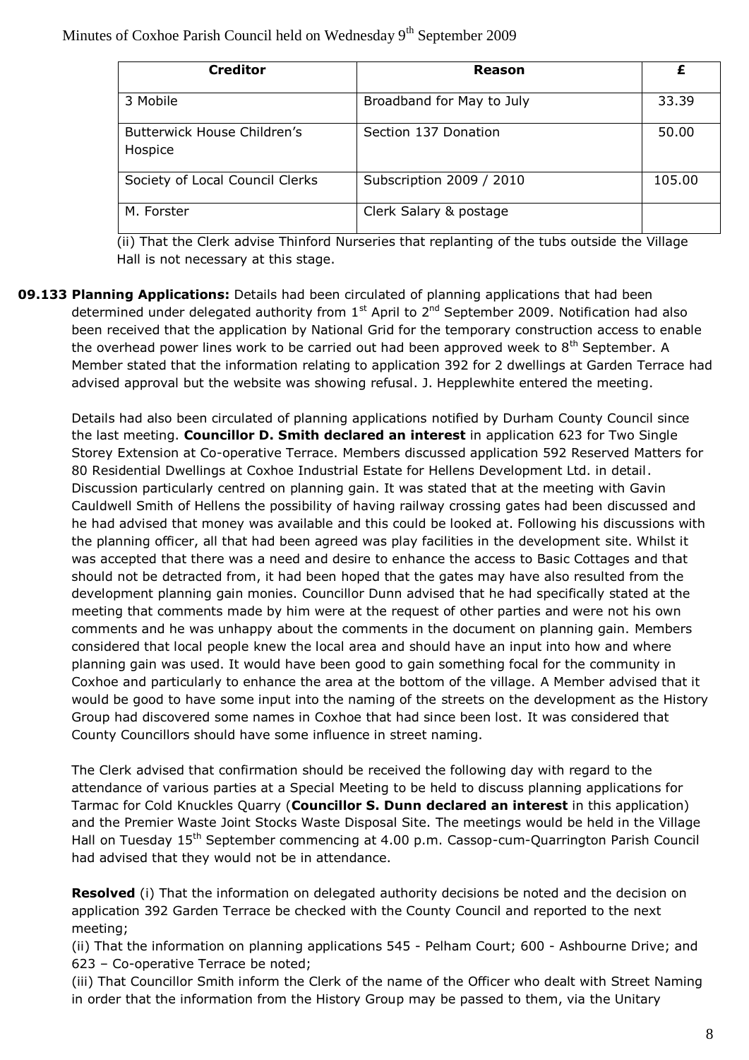| Creditor | Reason | £ |
|---|---|---|
| 3 Mobile | Broadband for May to July | 33.39 |
| Butterwick House Children's Hospice | Section 137 Donation | 50.00 |
| Society of Local Council Clerks | Subscription 2009 / 2010 | 105.00 |
| M. Forster | Clerk Salary & postage | |

(ii) That the Clerk advise Thinford Nurseries that replanting of the tubs outside the Village Hall is not necessary at this stage.

**09.133 Planning Applications:** Details had been circulated of planning applications that had been determined under delegated authority from 1st April to 2nd September 2009. Notification had also been received that the application by National Grid for the temporary construction access to enable the overhead power lines work to be carried out had been approved week to 8th September. A Member stated that the information relating to application 392 for 2 dwellings at Garden Terrace had advised approval but the website was showing refusal. J. Hepplewhite entered the meeting.

Details had also been circulated of planning applications notified by Durham County Council since the last meeting. **Councillor D. Smith declared an interest** in application 623 for Two Single Storey Extension at Co-operative Terrace. Members discussed application 592 Reserved Matters for 80 Residential Dwellings at Coxhoe Industrial Estate for Hellens Development Ltd. in detail. Discussion particularly centred on planning gain. It was stated that at the meeting with Gavin Cauldwell Smith of Hellens the possibility of having railway crossing gates had been discussed and he had advised that money was available and this could be looked at. Following his discussions with the planning officer, all that had been agreed was play facilities in the development site. Whilst it was accepted that there was a need and desire to enhance the access to Basic Cottages and that should not be detracted from, it had been hoped that the gates may have also resulted from the development planning gain monies. Councillor Dunn advised that he had specifically stated at the meeting that comments made by him were at the request of other parties and were not his own comments and he was unhappy about the comments in the document on planning gain. Members considered that local people knew the local area and should have an input into how and where planning gain was used. It would have been good to gain something focal for the community in Coxhoe and particularly to enhance the area at the bottom of the village. A Member advised that it would be good to have some input into the naming of the streets on the development as the History Group had discovered some names in Coxhoe that had since been lost. It was considered that County Councillors should have some influence in street naming.

The Clerk advised that confirmation should be received the following day with regard to the attendance of various parties at a Special Meeting to be held to discuss planning applications for Tarmac for Cold Knuckles Quarry (**Councillor S. Dunn declared an interest** in this application) and the Premier Waste Joint Stocks Waste Disposal Site. The meetings would be held in the Village Hall on Tuesday 15th September commencing at 4.00 p.m. Cassop-cum-Quarrington Parish Council had advised that they would not be in attendance.

**Resolved** (i) That the information on delegated authority decisions be noted and the decision on application 392 Garden Terrace be checked with the County Council and reported to the next meeting;

(ii) That the information on planning applications 545 - Pelham Court; 600 - Ashbourne Drive; and 623 – Co-operative Terrace be noted;

(iii) That Councillor Smith inform the Clerk of the name of the Officer who dealt with Street Naming in order that the information from the History Group may be passed to them, via the Unitary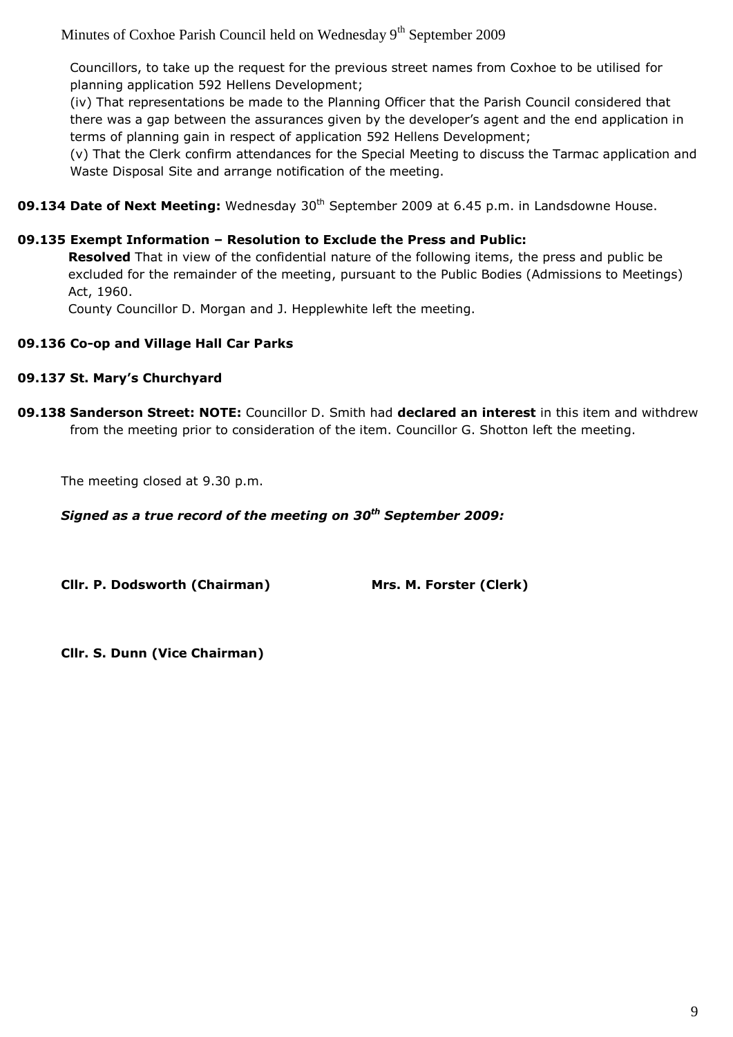Councillors, to take up the request for the previous street names from Coxhoe to be utilised for planning application 592 Hellens Development;

(iv) That representations be made to the Planning Officer that the Parish Council considered that there was a gap between the assurances given by the developer's agent and the end application in terms of planning gain in respect of application 592 Hellens Development;

(v) That the Clerk confirm attendances for the Special Meeting to discuss the Tarmac application and Waste Disposal Site and arrange notification of the meeting.

**09.134 Date of Next Meeting:** Wednesday 30th September 2009 at 6.45 p.m. in Landsdowne House.

**09.135 Exempt Information – Resolution to Exclude the Press and Public:**

**Resolved** That in view of the confidential nature of the following items, the press and public be excluded for the remainder of the meeting, pursuant to the Public Bodies (Admissions to Meetings) Act, 1960.

County Councillor D. Morgan and J. Hepplewhite left the meeting.

**09.136 Co-op and Village Hall Car Parks**

**09.137 St. Mary's Churchyard**

**09.138 Sanderson Street: NOTE:** Councillor D. Smith had **declared an interest** in this item and withdrew from the meeting prior to consideration of the item. Councillor G. Shotton left the meeting.

The meeting closed at 9.30 p.m.

***Signed as a true record of the meeting on 30th September 2009:***

**Cllr. P. Dodsworth (Chairman)** **Mrs. M. Forster (Clerk)**

**Cllr. S. Dunn (Vice Chairman)**